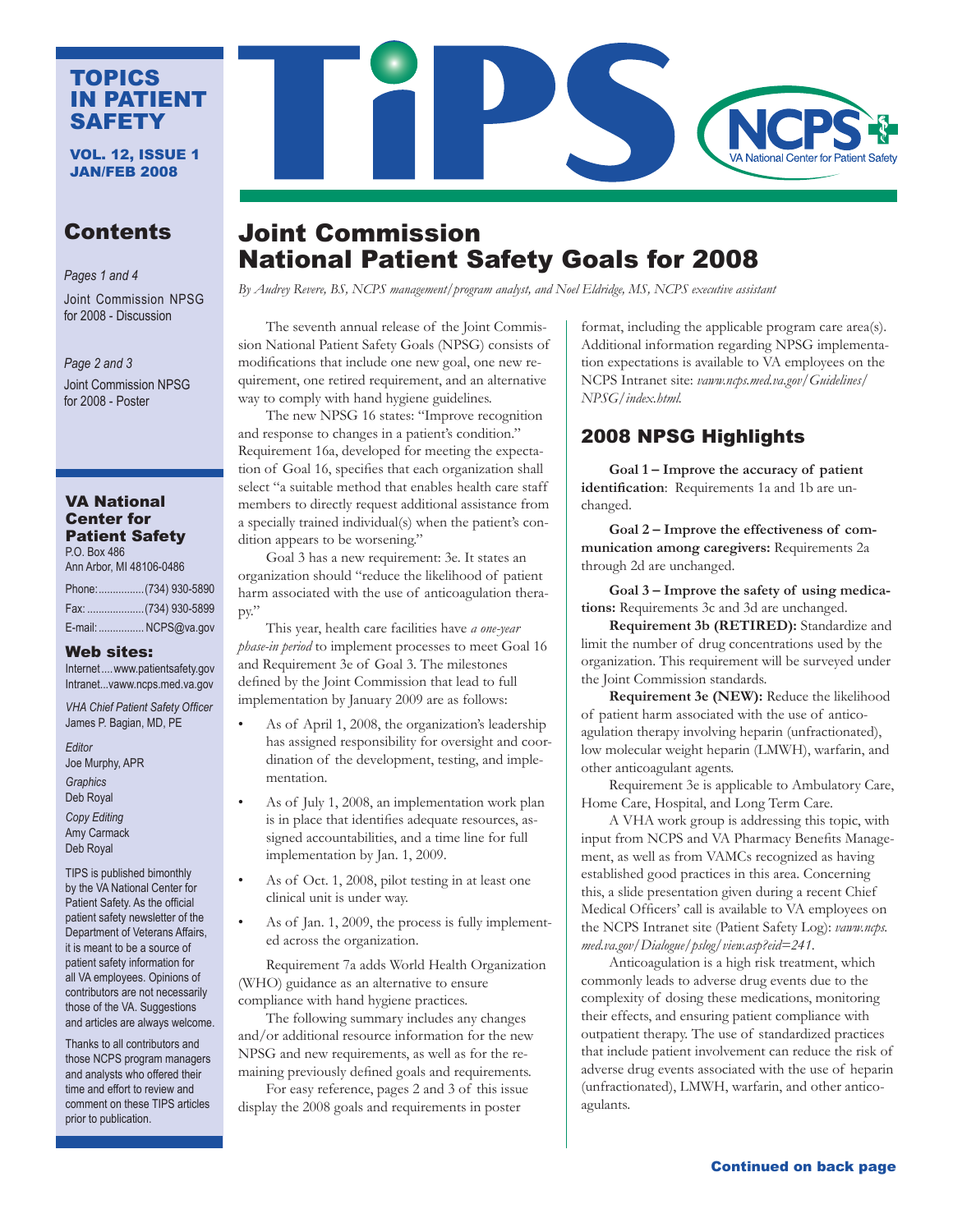# TiPS

**TOPICS IN PATIENT SAFETY**

**VOL. 12, ISSUE 1 JAN/FEB 2008**

NCPS — VA National Center for Patient Safety

## Contents

*Pages 1 and 4*

Joint Commission NPSG for 2008 - Discussion

*Page 2 and 3*

Joint Commission NPSG for 2008 - Poster

### VA National Center for Patient Safety

P.O. Box 486
Ann Arbor, MI 48106-0486

Phone: (734) 930-5890
Fax: (734) 930-5899
E-mail: NCPS@va.gov

### Web sites:

Internet .... www.patientsafety.gov
Intranet...vaww.ncps.med.va.gov

*VHA Chief Patient Safety Officer*
James P. Bagian, MD, PE

*Editor*
Joe Murphy, APR

*Graphics*
Deb Royal

*Copy Editing*
Amy Carmack
Deb Royal

TIPS is published bimonthly by the VA National Center for Patient Safety. As the official patient safety newsletter of the Department of Veterans Affairs, it is meant to be a source of patient safety information for all VA employees. Opinions of contributors are not necessarily those of the VA. Suggestions and articles are always welcome.

Thanks to all contributors and those NCPS program managers and analysts who offered their time and effort to review and comment on these TIPS articles prior to publication.

# Joint Commission National Patient Safety Goals for 2008

*By Audrey Revere, BS, NCPS management/program analyst, and Noel Eldridge, MS, NCPS executive assistant*

The seventh annual release of the Joint Commission National Patient Safety Goals (NPSG) consists of modifications that include one new goal, one new requirement, one retired requirement, and an alternative way to comply with hand hygiene guidelines.

The new NPSG 16 states: "Improve recognition and response to changes in a patient's condition." Requirement 16a, developed for meeting the expectation of Goal 16, specifies that each organization shall select "a suitable method that enables health care staff members to directly request additional assistance from a specially trained individual(s) when the patient's condition appears to be worsening."

Goal 3 has a new requirement: 3e. It states an organization should "reduce the likelihood of patient harm associated with the use of anticoagulation therapy."

This year, health care facilities have *a one-year phase-in period* to implement processes to meet Goal 16 and Requirement 3e of Goal 3. The milestones defined by the Joint Commission that lead to full implementation by January 2009 are as follows:

- As of April 1, 2008, the organization's leadership has assigned responsibility for oversight and coordination of the development, testing, and implementation.
- As of July 1, 2008, an implementation work plan is in place that identifies adequate resources, assigned accountabilities, and a time line for full implementation by Jan. 1, 2009.
- As of Oct. 1, 2008, pilot testing in at least one clinical unit is under way.
- As of Jan. 1, 2009, the process is fully implemented across the organization.

Requirement 7a adds World Health Organization (WHO) guidance as an alternative to ensure compliance with hand hygiene practices.

The following summary includes any changes and/or additional resource information for the new NPSG and new requirements, as well as for the remaining previously defined goals and requirements.

For easy reference, pages 2 and 3 of this issue display the 2008 goals and requirements in poster format, including the applicable program care area(s). Additional information regarding NPSG implementation expectations is available to VA employees on the NCPS Intranet site: *vaww.ncps.med.va.gov/Guidelines/NPSG/index.html.*

## 2008 NPSG Highlights

**Goal 1 – Improve the accuracy of patient identification**: Requirements 1a and 1b are unchanged.

**Goal 2 – Improve the effectiveness of communication among caregivers:** Requirements 2a through 2d are unchanged.

**Goal 3 – Improve the safety of using medications:** Requirements 3c and 3d are unchanged.

**Requirement 3b (RETIRED):** Standardize and limit the number of drug concentrations used by the organization. This requirement will be surveyed under the Joint Commission standards.

**Requirement 3e (NEW):** Reduce the likelihood of patient harm associated with the use of anticoagulation therapy involving heparin (unfractionated), low molecular weight heparin (LMWH), warfarin, and other anticoagulant agents.

Requirement 3e is applicable to Ambulatory Care, Home Care, Hospital, and Long Term Care.

A VHA work group is addressing this topic, with input from NCPS and VA Pharmacy Benefits Management, as well as from VAMCs recognized as having established good practices in this area. Concerning this, a slide presentation given during a recent Chief Medical Officers' call is available to VA employees on the NCPS Intranet site (Patient Safety Log): *vaww.ncps.med.va.gov/Dialogue/pslog/view.asp?eid=241.*

Anticoagulation is a high risk treatment, which commonly leads to adverse drug events due to the complexity of dosing these medications, monitoring their effects, and ensuring patient compliance with outpatient therapy. The use of standardized practices that include patient involvement can reduce the risk of adverse drug events associated with the use of heparin (unfractionated), LMWH, warfarin, and other anticoagulants.

**Continued on back page**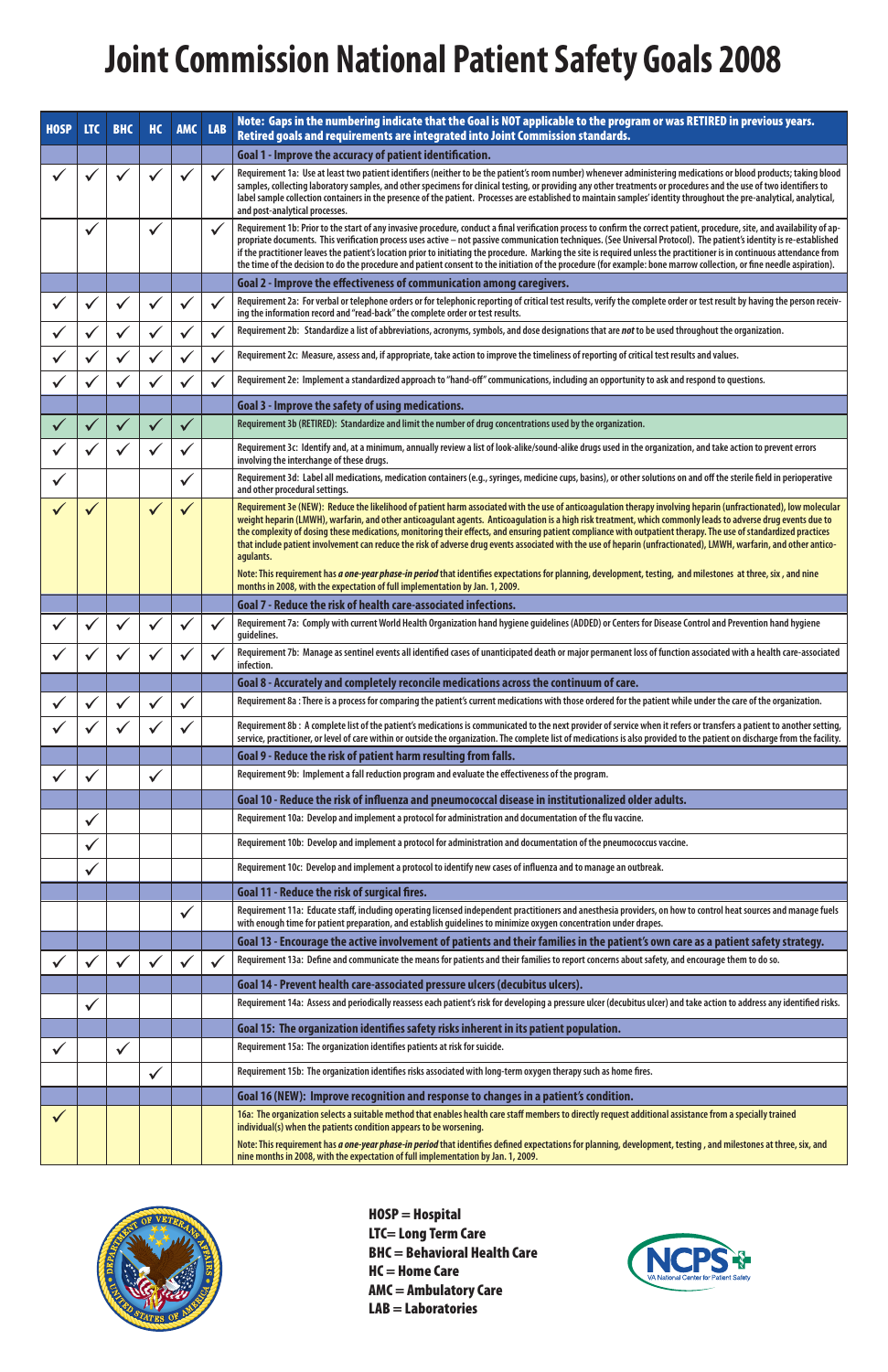# Joint Commission National Patient Safety Goals 2008

| HOSP | LTC | BHC | HC | AMC | LAB | Note: Gaps in the numbering indicate that the Goal is NOT applicable to the program or was RETIRED in previous years. Retired goals and requirements are integrated into Joint Commission standards. |
|---|---|---|---|---|---|---|
| | | | | | | **Goal 1 - Improve the accuracy of patient identification.** |
| ✓ | ✓ | ✓ | ✓ | ✓ | ✓ | Requirement 1a: Use at least two patient identifiers (neither to be the patient's room number) whenever administering medications or blood products; taking blood samples, collecting laboratory samples, and other specimens for clinical testing, or providing any other treatments or procedures and the use of two identifiers to label sample collection containers in the presence of the patient. Processes are established to maintain samples' identity throughout the pre-analytical, analytical, and post-analytical processes. |
| | ✓ | | ✓ | | ✓ | Requirement 1b: Prior to the start of any invasive procedure, conduct a final verification process to confirm the correct patient, procedure, site, and availability of appropriate documents. This verification process uses active – not passive communication techniques. (See Universal Protocol). The patient's identity is re-established if the practitioner leaves the patient's location prior to initiating the procedure. Marking the site is required unless the practitioner is in continuous attendance from the time of the decision to do the procedure and patient consent to the initiation of the procedure (for example: bone marrow collection, or fine needle aspiration). |
| | | | | | | **Goal 2 - Improve the effectiveness of communication among caregivers.** |
| ✓ | ✓ | ✓ | ✓ | ✓ | ✓ | Requirement 2a: For verbal or telephone orders or for telephonic reporting of critical test results, verify the complete order or test result by having the person receiving the information record and "read-back" the complete order or test results. |
| ✓ | ✓ | ✓ | ✓ | ✓ | ✓ | Requirement 2b: Standardize a list of abbreviations, acronyms, symbols, and dose designations that are *not* to be used throughout the organization. |
| ✓ | ✓ | ✓ | ✓ | ✓ | ✓ | Requirement 2c: Measure, assess and, if appropriate, take action to improve the timeliness of reporting of critical test results and values. |
| ✓ | ✓ | ✓ | ✓ | ✓ | ✓ | Requirement 2e: Implement a standardized approach to "hand-off" communications, including an opportunity to ask and respond to questions. |
| | | | | | | **Goal 3 - Improve the safety of using medications.** |
| ✓ | ✓ | ✓ | ✓ | ✓ | | Requirement 3b (RETIRED): Standardize and limit the number of drug concentrations used by the organization. |
| ✓ | ✓ | ✓ | ✓ | ✓ | | Requirement 3c: Identify and, at a minimum, annually review a list of look-alike/sound-alike drugs used in the organization, and take action to prevent errors involving the interchange of these drugs. |
| ✓ | | | | ✓ | | Requirement 3d: Label all medications, medication containers (e.g., syringes, medicine cups, basins), or other solutions on and off the sterile field in perioperative and other procedural settings. |
| ✓ | ✓ | | ✓ | ✓ | | Requirement 3e (NEW): Reduce the likelihood of patient harm associated with the use of anticoagulation therapy involving heparin (unfractionated), low molecular weight heparin (LMWH), warfarin, and other anticoagulant agents. Anticoagulation is a high risk treatment, which commonly leads to adverse drug events due to the complexity of dosing these medications, monitoring their effects, and ensuring patient compliance with outpatient therapy. The use of standardized practices that include patient involvement can reduce the risk of adverse drug events associated with the use of heparin (unfractionated), LMWH, warfarin, and other anticoagulants. Note: This requirement has ***a one-year phase-in period*** that identifies expectations for planning, development, testing, and milestones at three, six, and nine months in 2008, with the expectation of full implementation by Jan. 1, 2009. |
| | | | | | | **Goal 7 - Reduce the risk of health care-associated infections.** |
| ✓ | ✓ | ✓ | ✓ | ✓ | ✓ | Requirement 7a: Comply with current World Health Organization hand hygiene guidelines (ADDED) or Centers for Disease Control and Prevention hand hygiene guidelines. |
| ✓ | ✓ | ✓ | ✓ | ✓ | ✓ | Requirement 7b: Manage as sentinel events all identified cases of unanticipated death or major permanent loss of function associated with a health care-associated infection. |
| | | | | | | **Goal 8 - Accurately and completely reconcile medications across the continuum of care.** |
| ✓ | ✓ | ✓ | ✓ | ✓ | | Requirement 8a: There is a process for comparing the patient's current medications with those ordered for the patient while under the care of the organization. |
| ✓ | ✓ | ✓ | ✓ | ✓ | | Requirement 8b: A complete list of the patient's medications is communicated to the next provider of service when it refers or transfers a patient to another setting, service, practitioner, or level of care within or outside the organization. The complete list of medications is also provided to the patient on discharge from the facility. |
| | | | | | | **Goal 9 - Reduce the risk of patient harm resulting from falls.** |
| ✓ | ✓ | | ✓ | | | Requirement 9b: Implement a fall reduction program and evaluate the effectiveness of the program. |
| | | | | | | **Goal 10 - Reduce the risk of influenza and pneumococcal disease in institutionalized older adults.** |
| | ✓ | | | | | Requirement 10a: Develop and implement a protocol for administration and documentation of the flu vaccine. |
| | ✓ | | | | | Requirement 10b: Develop and implement a protocol for administration and documentation of the pneumococcus vaccine. |
| | ✓ | | | | | Requirement 10c: Develop and implement a protocol to identify new cases of influenza and to manage an outbreak. |
| | | | | | | **Goal 11 - Reduce the risk of surgical fires.** |
| | | | | ✓ | | Requirement 11a: Educate staff, including operating licensed independent practitioners and anesthesia providers, on how to control heat sources and manage fuels with enough time for patient preparation, and establish guidelines to minimize oxygen concentration under drapes. |
| | | | | | | **Goal 13 - Encourage the active involvement of patients and their families in the patient's own care as a patient safety strategy.** |
| ✓ | ✓ | ✓ | ✓ | ✓ | ✓ | Requirement 13a: Define and communicate the means for patients and their families to report concerns about safety, and encourage them to do so. |
| | | | | | | **Goal 14 - Prevent health care-associated pressure ulcers (decubitus ulcers).** |
| | ✓ | | | | | Requirement 14a: Assess and periodically reassess each patient's risk for developing a pressure ulcer (decubitus ulcer) and take action to address any identified risks. |
| | | | | | | **Goal 15: The organization identifies safety risks inherent in its patient population.** |
| ✓ | | ✓ | | | | Requirement 15a: The organization identifies patients at risk for suicide. |
| | | | ✓ | | | Requirement 15b: The organization identifies risks associated with long-term oxygen therapy such as home fires. |
| | | | | | | **Goal 16 (NEW): Improve recognition and response to changes in a patient's condition.** |
| ✓ | | | | | | 16a: The organization selects a suitable method that enables health care staff members to directly request additional assistance from a specially trained individual(s) when the patients condition appears to be worsening. Note: This requirement has ***a one-year phase-in period*** that identifies defined expectations for planning, development, testing, and milestones at three, six, and nine months in 2008, with the expectation of full implementation by Jan. 1, 2009. |

**HOSP = Hospital**
**LTC= Long Term Care**
**BHC = Behavioral Health Care**
**HC = Home Care**
**AMC = Ambulatory Care**
**LAB = Laboratories**

NCPS VA National Center for Patient Safety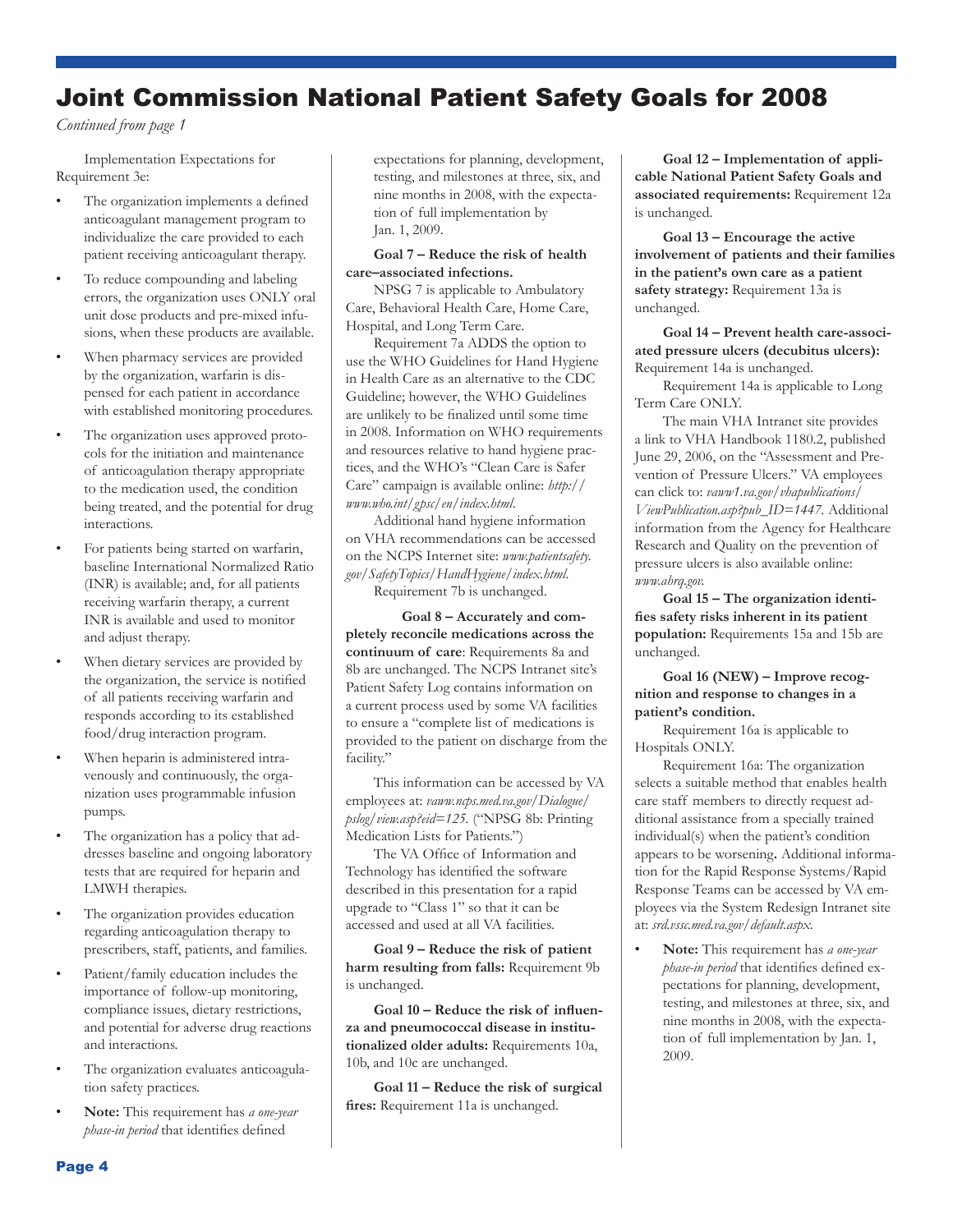# Joint Commission National Patient Safety Goals for 2008

*Continued from page 1*

Implementation Expectations for Requirement 3e:

- The organization implements a defined anticoagulant management program to individualize the care provided to each patient receiving anticoagulant therapy.
- To reduce compounding and labeling errors, the organization uses ONLY oral unit dose products and pre-mixed infusions, when these products are available.
- When pharmacy services are provided by the organization, warfarin is dispensed for each patient in accordance with established monitoring procedures.
- The organization uses approved protocols for the initiation and maintenance of anticoagulation therapy appropriate to the medication used, the condition being treated, and the potential for drug interactions.
- For patients being started on warfarin, baseline International Normalized Ratio (INR) is available; and, for all patients receiving warfarin therapy, a current INR is available and used to monitor and adjust therapy.
- When dietary services are provided by the organization, the service is notified of all patients receiving warfarin and responds according to its established food/drug interaction program.
- When heparin is administered intravenously and continuously, the organization uses programmable infusion pumps.
- The organization has a policy that addresses baseline and ongoing laboratory tests that are required for heparin and LMWH therapies.
- The organization provides education regarding anticoagulation therapy to prescribers, staff, patients, and families.
- Patient/family education includes the importance of follow-up monitoring, compliance issues, dietary restrictions, and potential for adverse drug reactions and interactions.
- The organization evaluates anticoagulation safety practices.
- **Note:** This requirement has *a one-year phase-in period* that identifies defined expectations for planning, development, testing, and milestones at three, six, and nine months in 2008, with the expectation of full implementation by Jan. 1, 2009.

**Goal 7 – Reduce the risk of health care–associated infections.**

NPSG 7 is applicable to Ambulatory Care, Behavioral Health Care, Home Care, Hospital, and Long Term Care.

Requirement 7a ADDS the option to use the WHO Guidelines for Hand Hygiene in Health Care as an alternative to the CDC Guideline; however, the WHO Guidelines are unlikely to be finalized until some time in 2008. Information on WHO requirements and resources relative to hand hygiene practices, and the WHO's "Clean Care is Safer Care" campaign is available online: *http://www.who.int/gpsc/en/index.html*.

Additional hand hygiene information on VHA recommendations can be accessed on the NCPS Internet site: *www.patientsafety.gov/SafetyTopics/HandHygiene/index.html*.

Requirement 7b is unchanged.

**Goal 8 – Accurately and completely reconcile medications across the continuum of care**: Requirements 8a and 8b are unchanged. The NCPS Intranet site's Patient Safety Log contains information on a current process used by some VA facilities to ensure a "complete list of medications is provided to the patient on discharge from the facility."

This information can be accessed by VA employees at: *vaww.ncps.med.va.gov/Dialogue/pslog/view.asp?eid=125*. ("NPSG 8b: Printing Medication Lists for Patients.")

The VA Office of Information and Technology has identified the software described in this presentation for a rapid upgrade to "Class 1" so that it can be accessed and used at all VA facilities.

**Goal 9 – Reduce the risk of patient harm resulting from falls:** Requirement 9b is unchanged.

**Goal 10 – Reduce the risk of influenza and pneumococcal disease in institutionalized older adults:** Requirements 10a, 10b, and 10c are unchanged.

**Goal 11 – Reduce the risk of surgical fires:** Requirement 11a is unchanged.

**Goal 12 – Implementation of applicable National Patient Safety Goals and associated requirements:** Requirement 12a is unchanged.

**Goal 13 – Encourage the active involvement of patients and their families in the patient's own care as a patient safety strategy:** Requirement 13a is unchanged.

**Goal 14 – Prevent health care-associated pressure ulcers (decubitus ulcers):** Requirement 14a is unchanged.

Requirement 14a is applicable to Long Term Care ONLY.

The main VHA Intranet site provides a link to VHA Handbook 1180.2, published June 29, 2006, on the "Assessment and Prevention of Pressure Ulcers." VA employees can click to: *vaww1.va.gov/vhapublications/ViewPublication.asp?pub_ID=1447*. Additional information from the Agency for Healthcare Research and Quality on the prevention of pressure ulcers is also available online: *www.ahrq.gov.*

**Goal 15 – The organization identifies safety risks inherent in its patient population:** Requirements 15a and 15b are unchanged.

**Goal 16 (NEW) – Improve recognition and response to changes in a patient's condition.**

Requirement 16a is applicable to Hospitals ONLY.

Requirement 16a: The organization selects a suitable method that enables health care staff members to directly request additional assistance from a specially trained individual(s) when the patient's condition appears to be worsening**.** Additional information for the Rapid Response Systems/Rapid Response Teams can be accessed by VA employees via the System Redesign Intranet site at: *srd.vssc.med.va.gov/default.aspx*.

- **Note:** This requirement has *a one-year phase-in period* that identifies defined expectations for planning, development, testing, and milestones at three, six, and nine months in 2008, with the expectation of full implementation by Jan. 1, 2009.